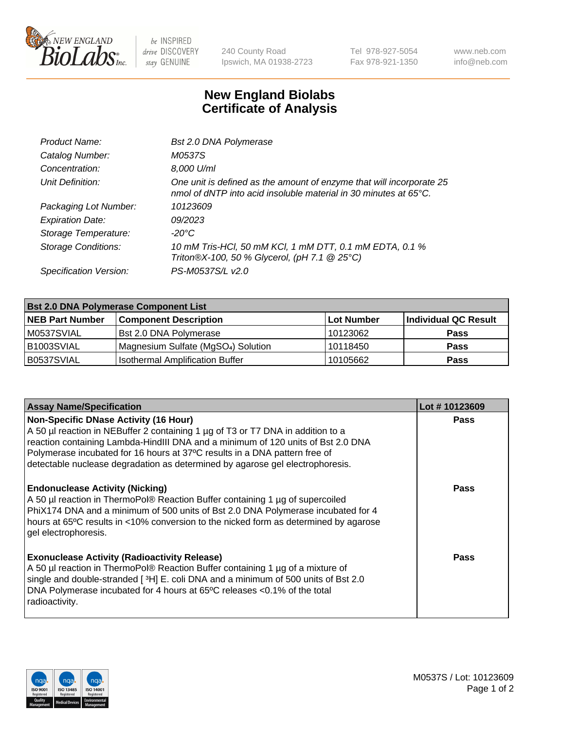New England BioLabs Inc. — be INSPIRED drive DISCOVERY stay GENUINE

240 County Road, Ipswich, MA 01938-2723 | Tel 978-927-5054 | Fax 978-921-1350 | www.neb.com | info@neb.com

# New England Biolabs
# Certificate of Analysis

| | |
|---|---|
| *Product Name:* | *Bst 2.0 DNA Polymerase* |
| *Catalog Number:* | *M0537S* |
| *Concentration:* | *8,000 U/ml* |
| *Unit Definition:* | *One unit is defined as the amount of enzyme that will incorporate 25 nmol of dNTP into acid insoluble material in 30 minutes at 65°C.* |
| *Packaging Lot Number:* | *10123609* |
| *Expiration Date:* | *09/2023* |
| *Storage Temperature:* | *-20°C* |
| *Storage Conditions:* | *10 mM Tris-HCl, 50 mM KCl, 1 mM DTT, 0.1 mM EDTA, 0.1 % Triton®X-100, 50 % Glycerol, (pH 7.1 @ 25°C)* |
| *Specification Version:* | *PS-M0537S/L v2.0* |

| **Bst 2.0 DNA Polymerase Component List** | | | |
|---|---|---|---|
| **NEB Part Number** | **Component Description** | **Lot Number** | **Individual QC Result** |
| M0537SVIAL | Bst 2.0 DNA Polymerase | 10123062 | **Pass** |
| B1003SVIAL | Magnesium Sulfate ($MgSO_4$) Solution | 10118450 | **Pass** |
| B0537SVIAL | Isothermal Amplification Buffer | 10105662 | **Pass** |

| **Assay Name/Specification** | **Lot # 10123609** |
|---|---|
| **Non-Specific DNase Activity (16 Hour)** A 50 µl reaction in NEBuffer 2 containing 1 µg of T3 or T7 DNA in addition to a reaction containing Lambda-HindIII DNA and a minimum of 120 units of Bst 2.0 DNA Polymerase incubated for 16 hours at 37ºC results in a DNA pattern free of detectable nuclease degradation as determined by agarose gel electrophoresis. | **Pass** |
| **Endonuclease Activity (Nicking)** A 50 µl reaction in ThermoPol® Reaction Buffer containing 1 µg of supercoiled PhiX174 DNA and a minimum of 500 units of Bst 2.0 DNA Polymerase incubated for 4 hours at 65ºC results in <10% conversion to the nicked form as determined by agarose gel electrophoresis. | **Pass** |
| **Exonuclease Activity (Radioactivity Release)** A 50 µl reaction in ThermoPol® Reaction Buffer containing 1 µg of a mixture of single and double-stranded [ $^3$H] E. coli DNA and a minimum of 500 units of Bst 2.0 DNA Polymerase incubated for 4 hours at 65ºC releases <0.1% of the total radioactivity. | **Pass** |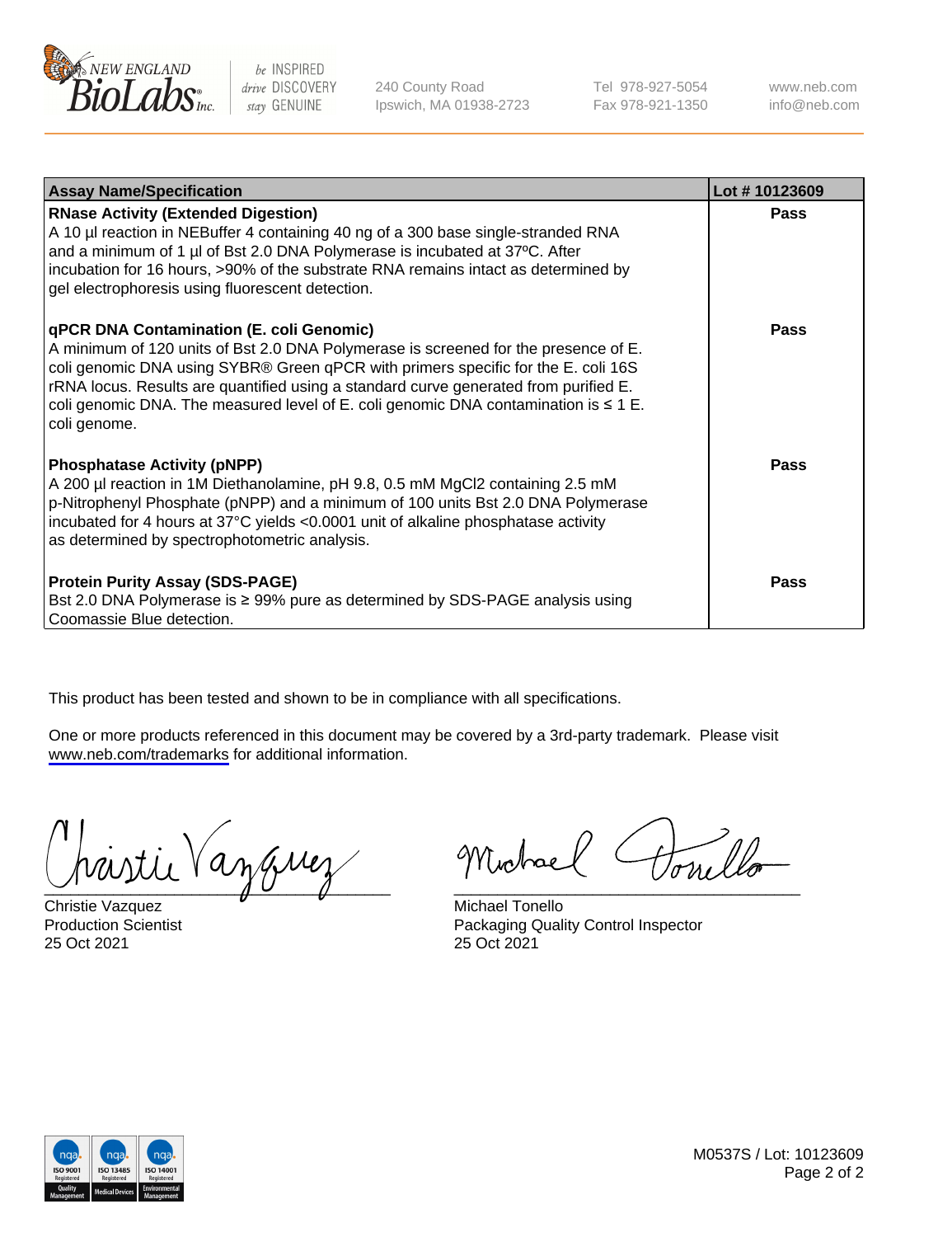| Assay Name/Specification | Lot # 10123609 |
| --- | --- |
| **RNase Activity (Extended Digestion)**<br>A 10 µl reaction in NEBuffer 4 containing 40 ng of a 300 base single-stranded RNA and a minimum of 1 µl of Bst 2.0 DNA Polymerase is incubated at 37ºC. After incubation for 16 hours, >90% of the substrate RNA remains intact as determined by gel electrophoresis using fluorescent detection. | **Pass** |
| **qPCR DNA Contamination (E. coli Genomic)**<br>A minimum of 120 units of Bst 2.0 DNA Polymerase is screened for the presence of E. coli genomic DNA using SYBR® Green qPCR with primers specific for the E. coli 16S rRNA locus. Results are quantified using a standard curve generated from purified E. coli genomic DNA. The measured level of E. coli genomic DNA contamination is ≤ 1 E. coli genome. | **Pass** |
| **Phosphatase Activity (pNPP)**<br>A 200 µl reaction in 1M Diethanolamine, pH 9.8, 0.5 mM $MgCl_2$ containing 2.5 mM p-Nitrophenyl Phosphate (pNPP) and a minimum of 100 units Bst 2.0 DNA Polymerase incubated for 4 hours at 37°C yields <0.0001 unit of alkaline phosphatase activity as determined by spectrophotometric analysis. | **Pass** |
| **Protein Purity Assay (SDS-PAGE)**<br>Bst 2.0 DNA Polymerase is ≥ 99% pure as determined by SDS-PAGE analysis using Coomassie Blue detection. | **Pass** |

This product has been tested and shown to be in compliance with all specifications.

One or more products referenced in this document may be covered by a 3rd-party trademark. Please visit www.neb.com/trademarks for additional information.

Christie Vazquez
Production Scientist
25 Oct 2021

Michael Tonello
Packaging Quality Control Inspector
25 Oct 2021

M0537S / Lot: 10123609